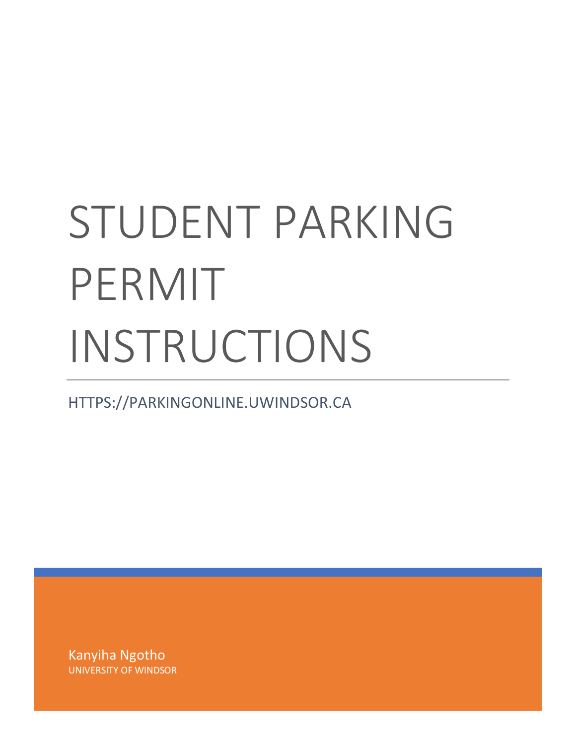# STUDENT PARKING PERMIT INSTRUCTIONS

HTTPS://PARKINGONLINE.UWINDSOR.CA

Kanyiha Ngotho
UNIVERSITY OF WINDSOR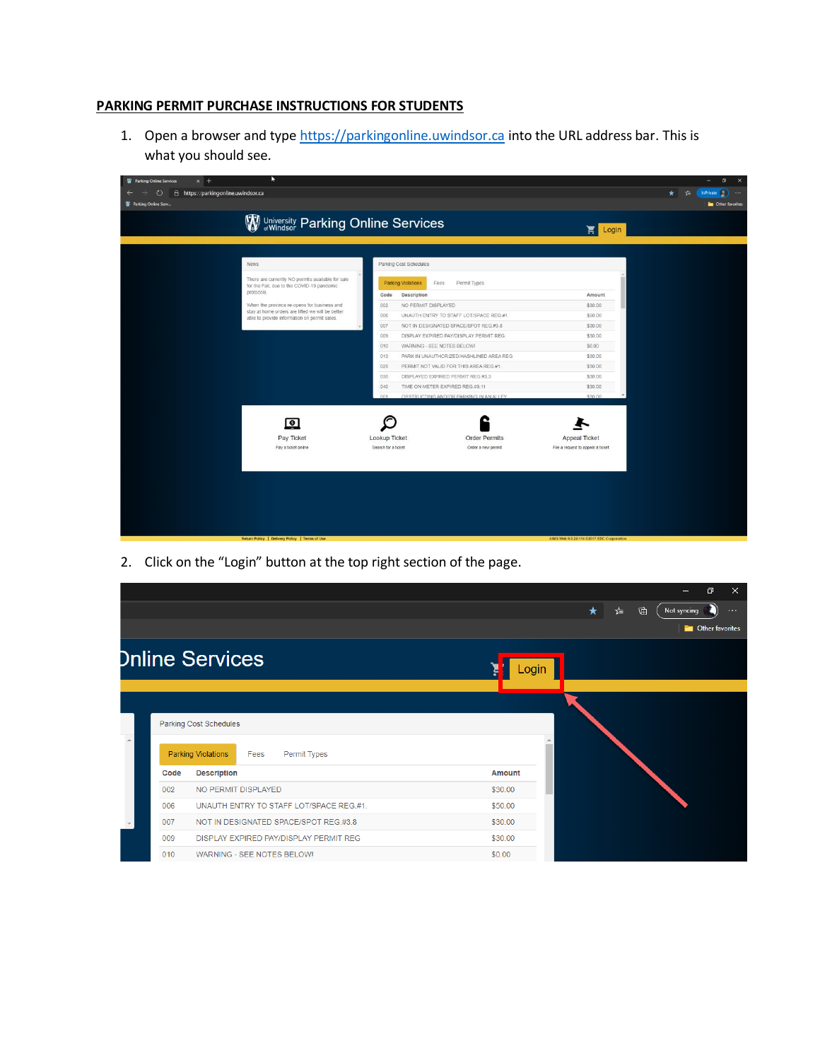**PARKING PERMIT PURCHASE INSTRUCTIONS FOR STUDENTS**

1. Open a browser and type [https://parkingonline.uwindsor.ca](https://parkingonline.uwindsor.ca) into the URL address bar. This is what you should see.

2. Click on the "Login" button at the top right section of the page.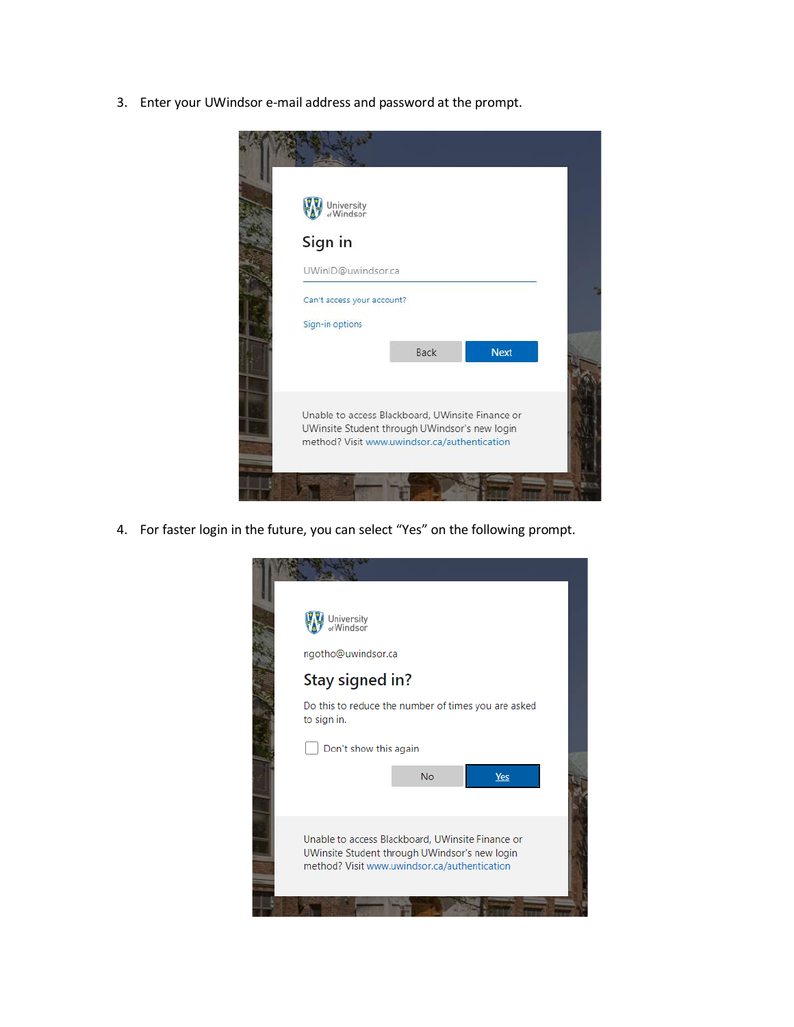3. Enter your UWindsor e-mail address and password at the prompt.

University of Windsor

Sign in

UWinID@uwindsor.ca

Can't access your account?

Sign-in options

Back Next

Unable to access Blackboard, UWinsite Finance or UWinsite Student through UWindsor's new login method? Visit www.uwindsor.ca/authentication

4. For faster login in the future, you can select "Yes" on the following prompt.

University of Windsor

ngotho@uwindsor.ca

Stay signed in?

Do this to reduce the number of times you are asked to sign in.

Don't show this again

No Yes

Unable to access Blackboard, UWinsite Finance or UWinsite Student through UWindsor's new login method? Visit www.uwindsor.ca/authentication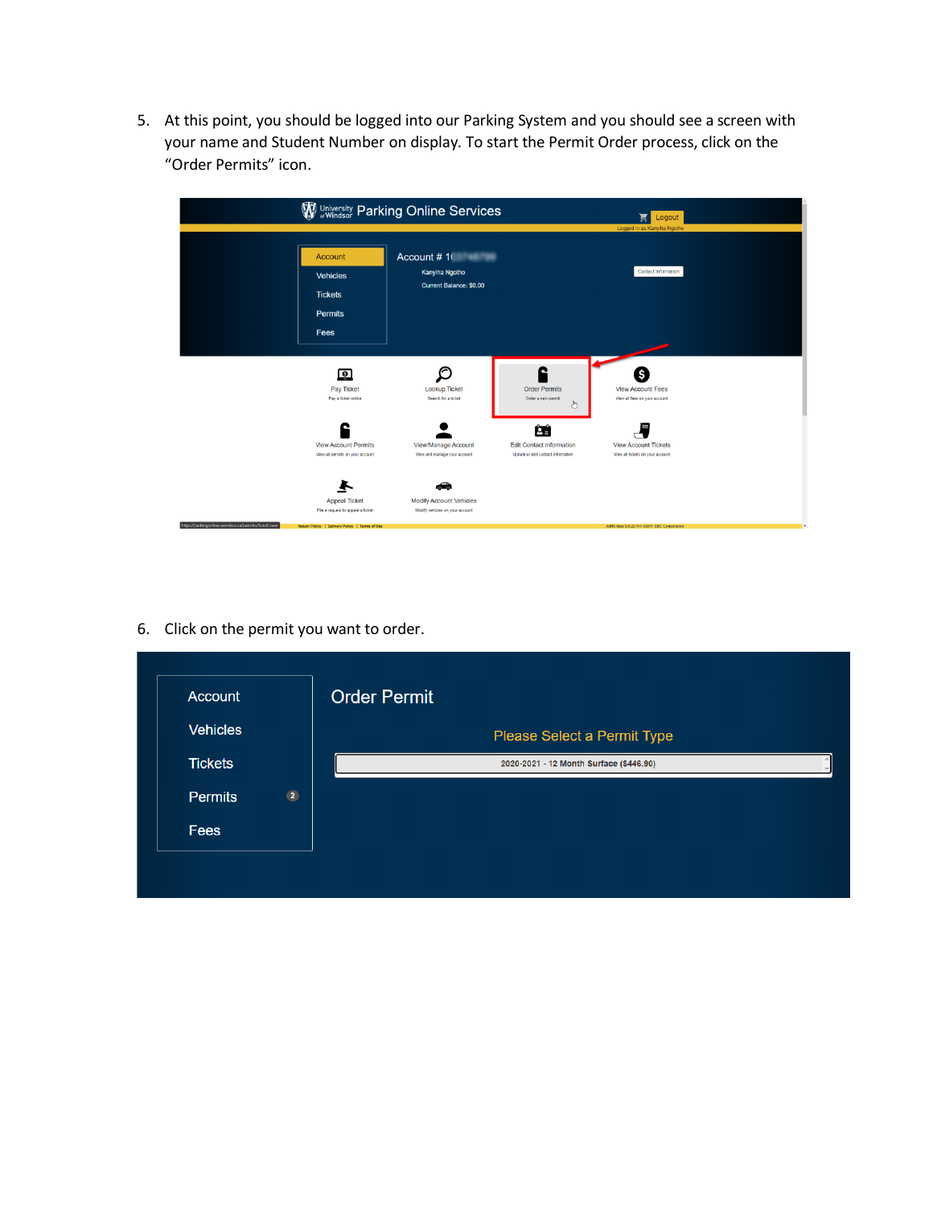5. At this point, you should be logged into our Parking System and you should see a screen with your name and Student Number on display. To start the Permit Order process, click on the "Order Permits" icon.

6. Click on the permit you want to order.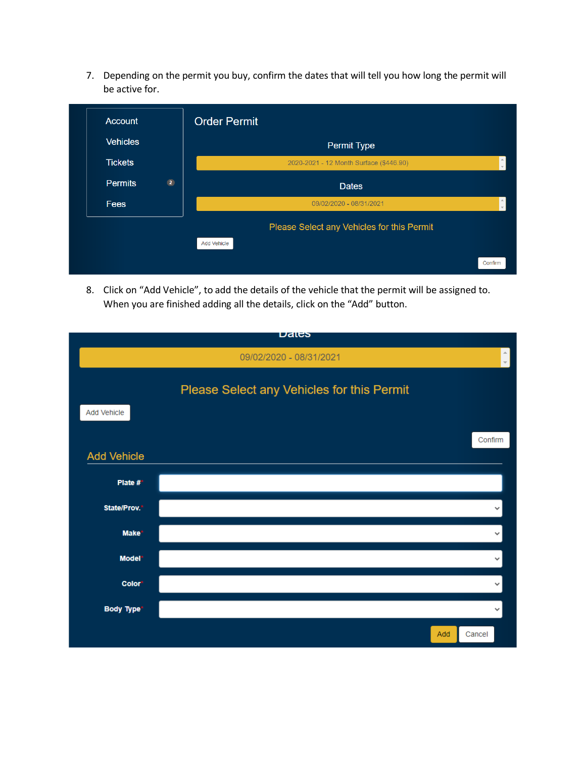7. Depending on the permit you buy, confirm the dates that will tell you how long the permit will be active for.

Account
Vehicles
Tickets
Permits 2
Fees

Order Permit

Permit Type

2020-2021 - 12 Month Surface ($446.90)

Dates

09/02/2020 - 08/31/2021

Please Select any Vehicles for this Permit

Add Vehicle

Confirm

8. Click on "Add Vehicle", to add the details of the vehicle that the permit will be assigned to. When you are finished adding all the details, click on the "Add" button.

Dates

09/02/2020 - 08/31/2021

Please Select any Vehicles for this Permit

Add Vehicle

Confirm

Add Vehicle

Plate #*

State/Prov.*

Make*

Model*

Color*

Body Type*

Add Cancel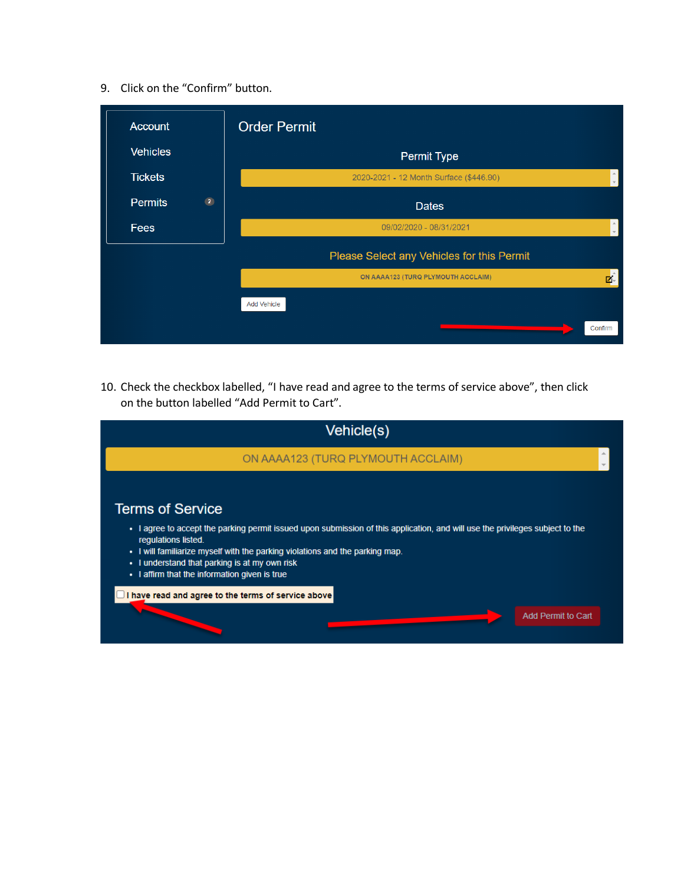9. Click on the “Confirm” button.

10. Check the checkbox labelled, “I have read and agree to the terms of service above”, then click on the button labelled “Add Permit to Cart”.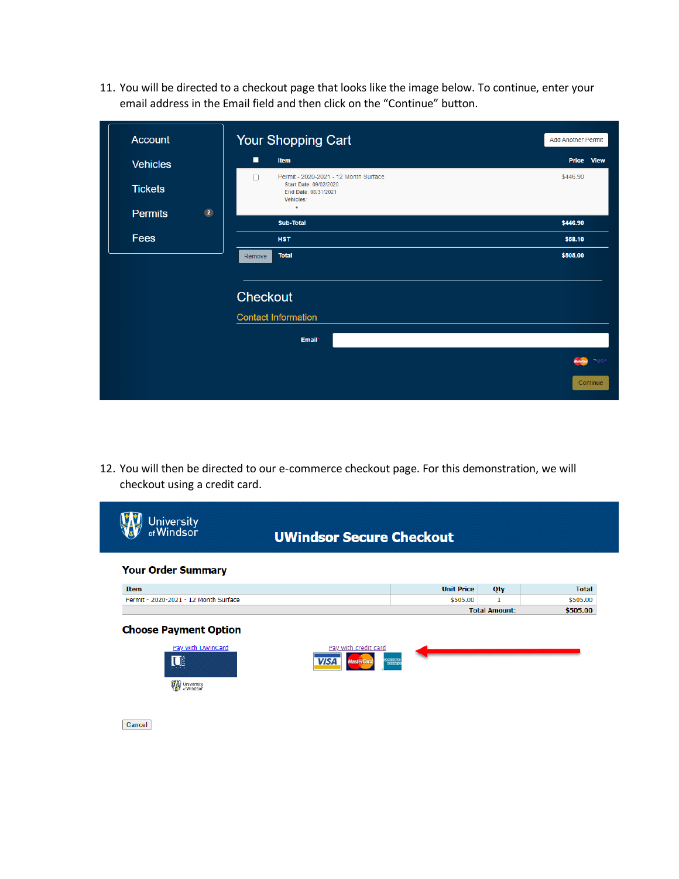11. You will be directed to a checkout page that looks like the image below. To continue, enter your email address in the Email field and then click on the "Continue" button.

12. You will then be directed to our e-commerce checkout page. For this demonstration, we will checkout using a credit card.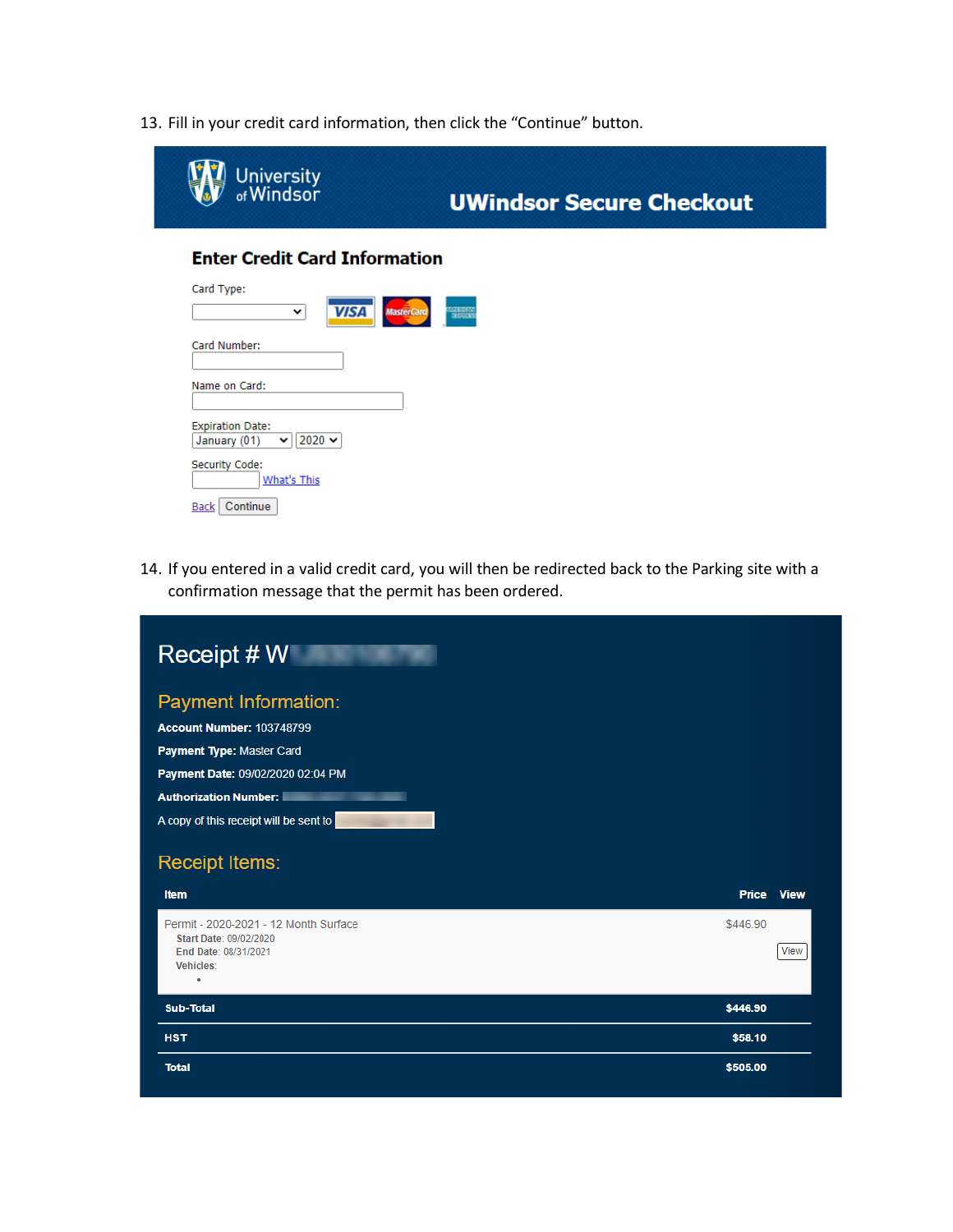13. Fill in your credit card information, then click the "Continue" button.

University of Windsor

**UWindsor Secure Checkout**

### Enter Credit Card Information

Card Type:

VISA MasterCard AMERICAN EXPRESS

Card Number:

Name on Card:

Expiration Date:
January (01) 2020

Security Code:
What's This

Back Continue

14. If you entered in a valid credit card, you will then be redirected back to the Parking site with a confirmation message that the permit has been ordered.

## Receipt # W

### Payment Information:

**Account Number:** 103748799

**Payment Type:** Master Card

**Payment Date:** 09/02/2020 02:04 PM

**Authorization Number:**

A copy of this receipt will be sent to

### Receipt Items:

| Item | Price | View |
|---|---|---|
| Permit - 2020-2021 - 12 Month Surface<br>Start Date: 09/02/2020<br>End Date: 08/31/2021<br>Vehicles:<br>• | $446.90 | View |
| **Sub-Total** | **$446.90** | |
| **HST** | **$58.10** | |
| **Total** | **$505.00** | |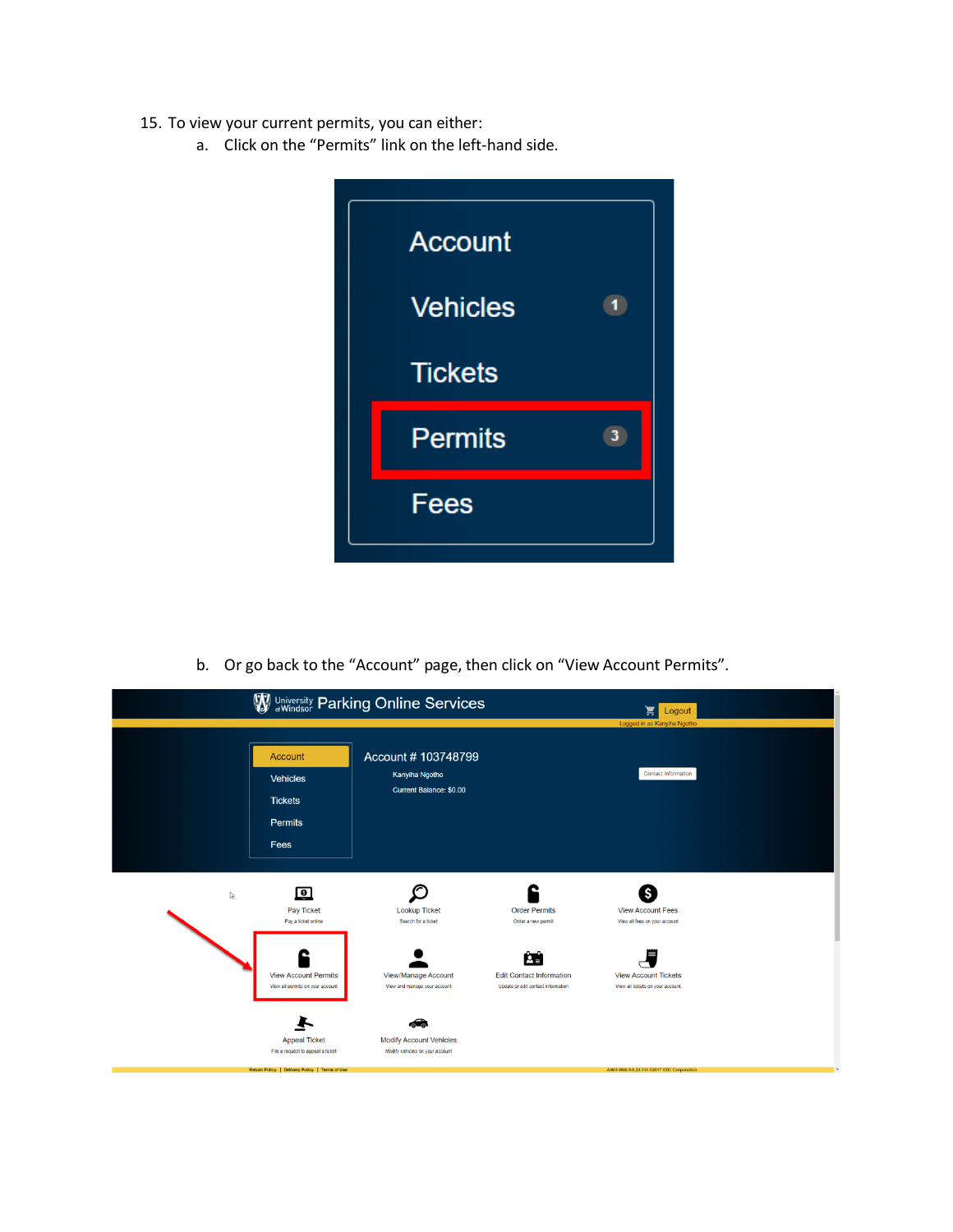15. To view your current permits, you can either:
    a. Click on the "Permits" link on the left-hand side.

    b. Or go back to the "Account" page, then click on "View Account Permits".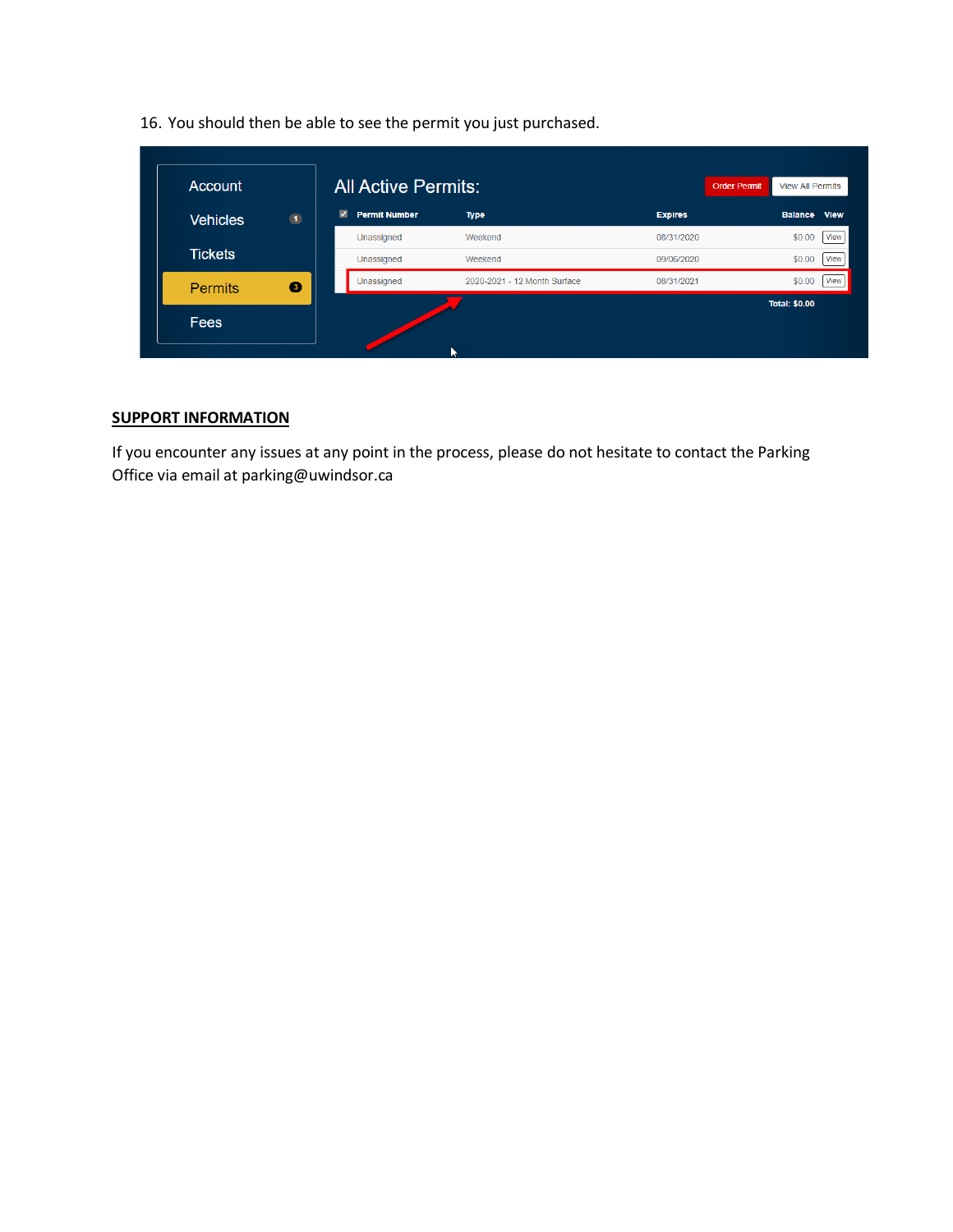16. You should then be able to see the permit you just purchased.

**SUPPORT INFORMATION**

If you encounter any issues at any point in the process, please do not hesitate to contact the Parking Office via email at parking@uwindsor.ca